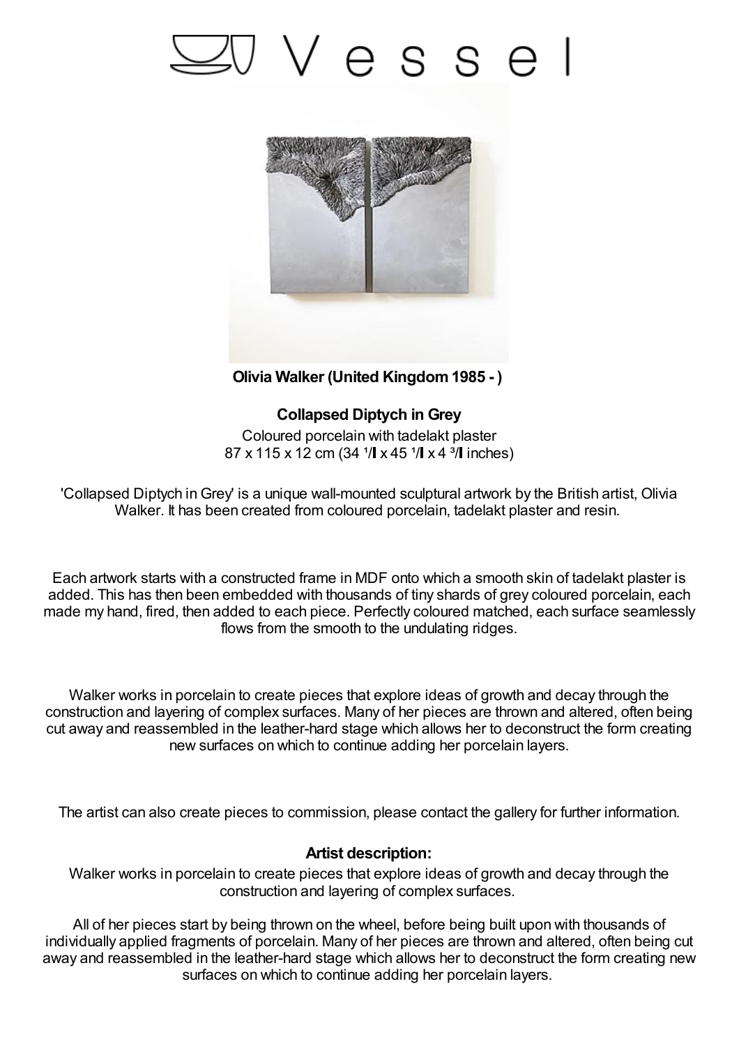# Vessel

**Olivia Walker (United Kingdom 1985 - )**

**Collapsed Diptych in Grey**

Coloured porcelain with tadelakt plaster
87 x 115 x 12 cm (34 ¹/ x 45 ¹/ x 4 ³/ inches)

'Collapsed Diptych in Grey' is a unique wall-mounted sculptural artwork by the British artist, Olivia Walker. It has been created from coloured porcelain, tadelakt plaster and resin.

Each artwork starts with a constructed frame in MDF onto which a smooth skin of tadelakt plaster is added. This has then been embedded with thousands of tiny shards of grey coloured porcelain, each made my hand, fired, then added to each piece. Perfectly coloured matched, each surface seamlessly flows from the smooth to the undulating ridges.

Walker works in porcelain to create pieces that explore ideas of growth and decay through the construction and layering of complex surfaces. Many of her pieces are thrown and altered, often being cut away and reassembled in the leather-hard stage which allows her to deconstruct the form creating new surfaces on which to continue adding her porcelain layers.

The artist can also create pieces to commission, please contact the gallery for further information.

**Artist description:**

Walker works in porcelain to create pieces that explore ideas of growth and decay through the construction and layering of complex surfaces.

All of her pieces start by being thrown on the wheel, before being built upon with thousands of individually applied fragments of porcelain. Many of her pieces are thrown and altered, often being cut away and reassembled in the leather-hard stage which allows her to deconstruct the form creating new surfaces on which to continue adding her porcelain layers.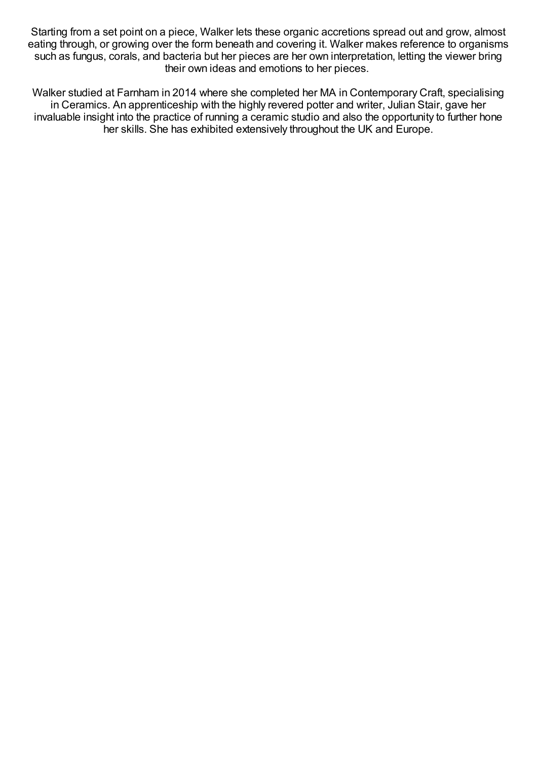Starting from a set point on a piece, Walker lets these organic accretions spread out and grow, almost eating through, or growing over the form beneath and covering it. Walker makes reference to organisms such as fungus, corals, and bacteria but her pieces are her own interpretation, letting the viewer bring their own ideas and emotions to her pieces.

Walker studied at Farnham in 2014 where she completed her MA in Contemporary Craft, specialising in Ceramics. An apprenticeship with the highly revered potter and writer, Julian Stair, gave her invaluable insight into the practice of running a ceramic studio and also the opportunity to further hone her skills. She has exhibited extensively throughout the UK and Europe.